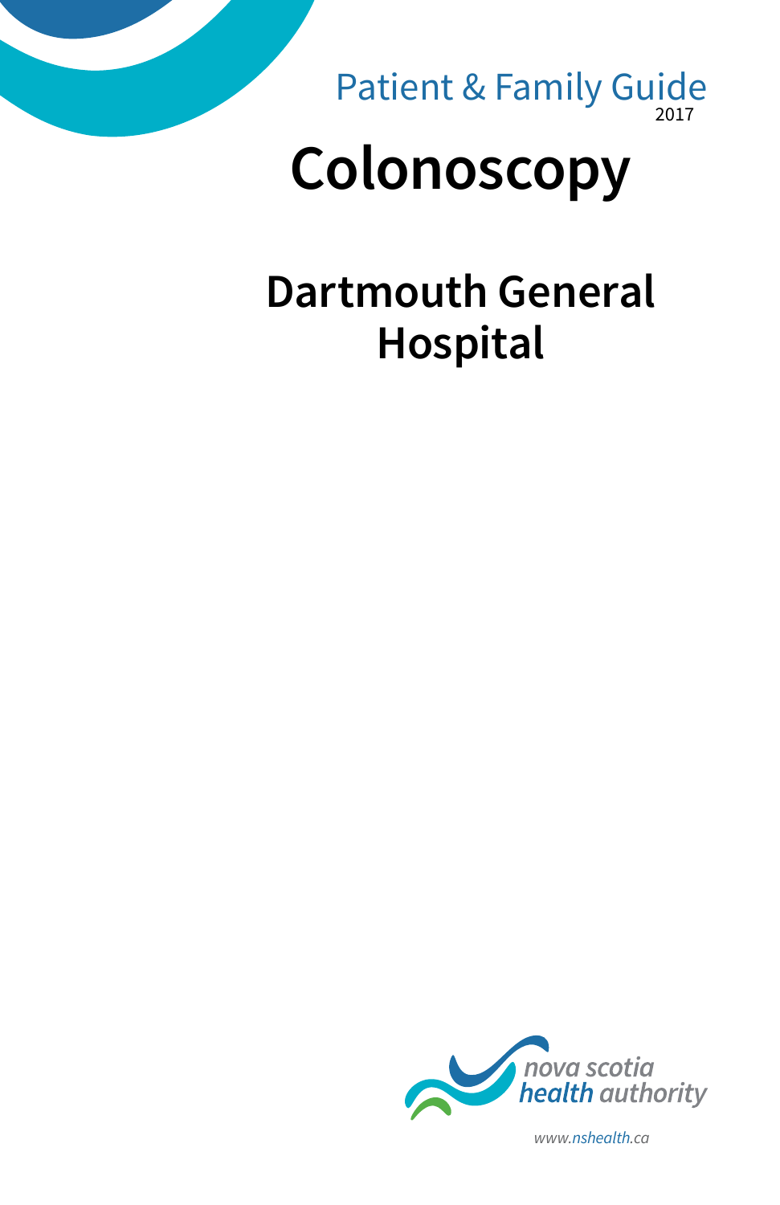Patient & Family Guide

2017

# Colonoscopy

## Dartmouth General Hospital

nova scotia health authority

www.nshealth.ca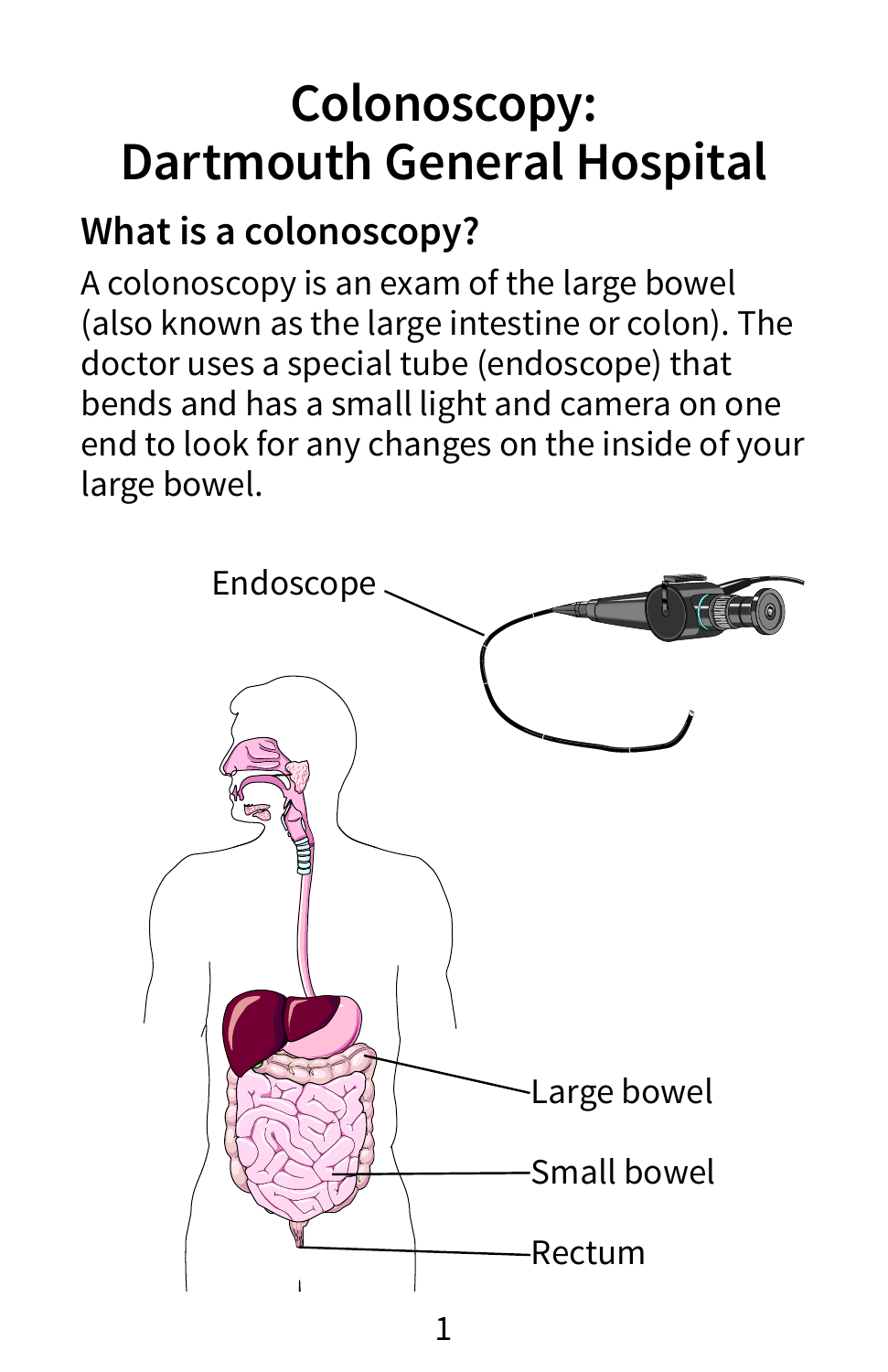# Colonoscopy: Dartmouth General Hospital

## What is a colonoscopy?

A colonoscopy is an exam of the large bowel (also known as the large intestine or colon). The doctor uses a special tube (endoscope) that bends and has a small light and camera on one end to look for any changes on the inside of your large bowel.

Endoscope

Large bowel

Small bowel

Rectum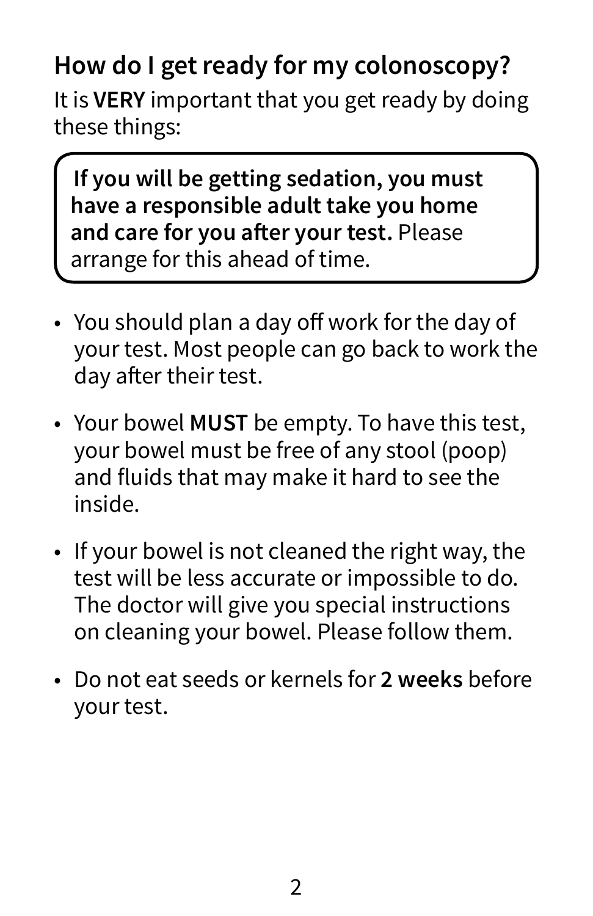## How do I get ready for my colonoscopy?

It is **VERY** important that you get ready by doing these things:

> **If you will be getting sedation, you must have a responsible adult take you home and care for you after your test.** Please arrange for this ahead of time.

- You should plan a day off work for the day of your test. Most people can go back to work the day after their test.
- Your bowel **MUST** be empty. To have this test, your bowel must be free of any stool (poop) and fluids that may make it hard to see the inside.
- If your bowel is not cleaned the right way, the test will be less accurate or impossible to do. The doctor will give you special instructions on cleaning your bowel. Please follow them.
- Do not eat seeds or kernels for **2 weeks** before your test.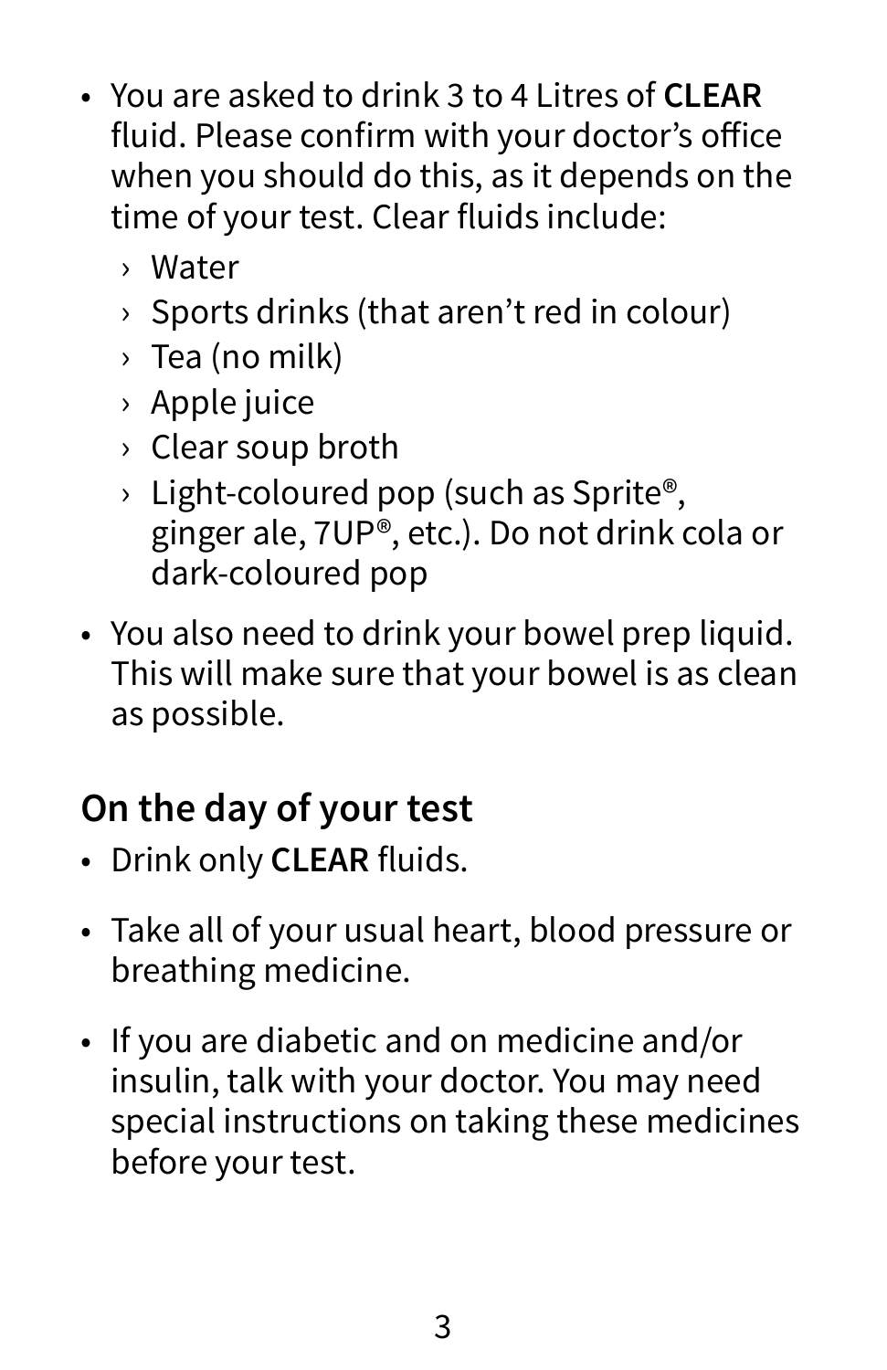- You are asked to drink 3 to 4 Litres of **CLEAR** fluid. Please confirm with your doctor's office when you should do this, as it depends on the time of your test. Clear fluids include:
  - Water
  - Sports drinks (that aren't red in colour)
  - Tea (no milk)
  - Apple juice
  - Clear soup broth
  - Light-coloured pop (such as Sprite®, ginger ale, 7UP®, etc.). Do not drink cola or dark-coloured pop
- You also need to drink your bowel prep liquid. This will make sure that your bowel is as clean as possible.

## On the day of your test

- Drink only **CLEAR** fluids.
- Take all of your usual heart, blood pressure or breathing medicine.
- If you are diabetic and on medicine and/or insulin, talk with your doctor. You may need special instructions on taking these medicines before your test.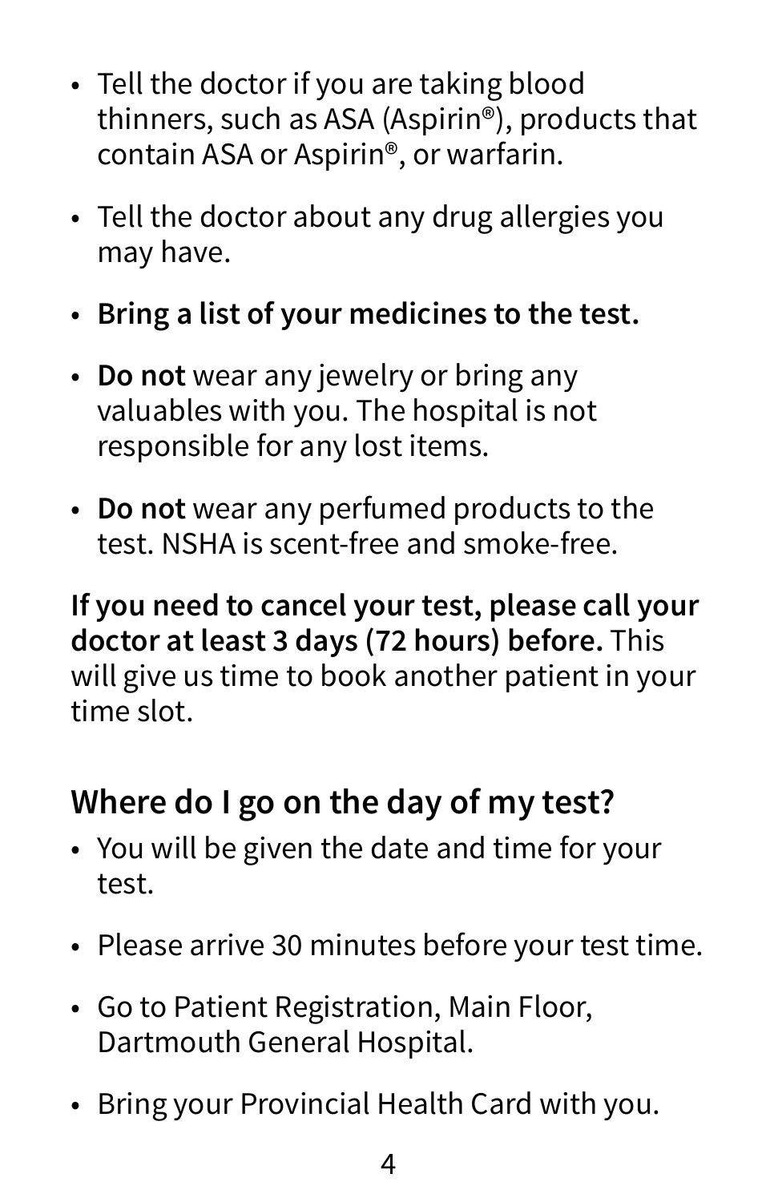- Tell the doctor if you are taking blood thinners, such as ASA (Aspirin®), products that contain ASA or Aspirin®, or warfarin.
- Tell the doctor about any drug allergies you may have.
- **Bring a list of your medicines to the test.**
- **Do not** wear any jewelry or bring any valuables with you. The hospital is not responsible for any lost items.
- **Do not** wear any perfumed products to the test. NSHA is scent-free and smoke-free.

**If you need to cancel your test, please call your doctor at least 3 days (72 hours) before.** This will give us time to book another patient in your time slot.

## Where do I go on the day of my test?

- You will be given the date and time for your test.
- Please arrive 30 minutes before your test time.
- Go to Patient Registration, Main Floor, Dartmouth General Hospital.
- Bring your Provincial Health Card with you.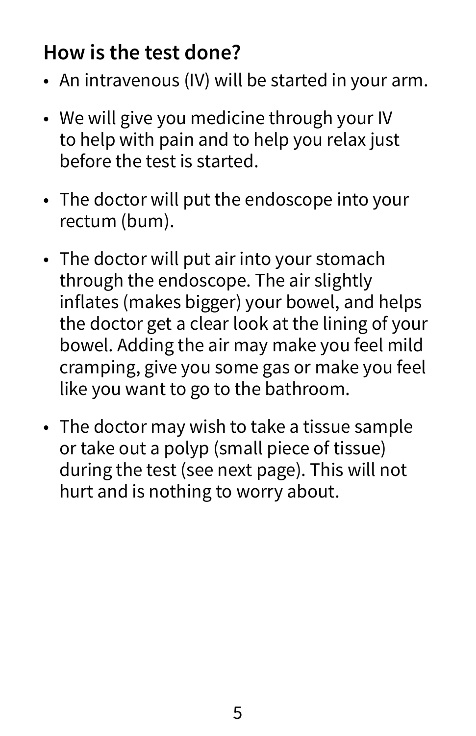## How is the test done?

- An intravenous (IV) will be started in your arm.
- We will give you medicine through your IV to help with pain and to help you relax just before the test is started.
- The doctor will put the endoscope into your rectum (bum).
- The doctor will put air into your stomach through the endoscope. The air slightly inflates (makes bigger) your bowel, and helps the doctor get a clear look at the lining of your bowel. Adding the air may make you feel mild cramping, give you some gas or make you feel like you want to go to the bathroom.
- The doctor may wish to take a tissue sample or take out a polyp (small piece of tissue) during the test (see next page). This will not hurt and is nothing to worry about.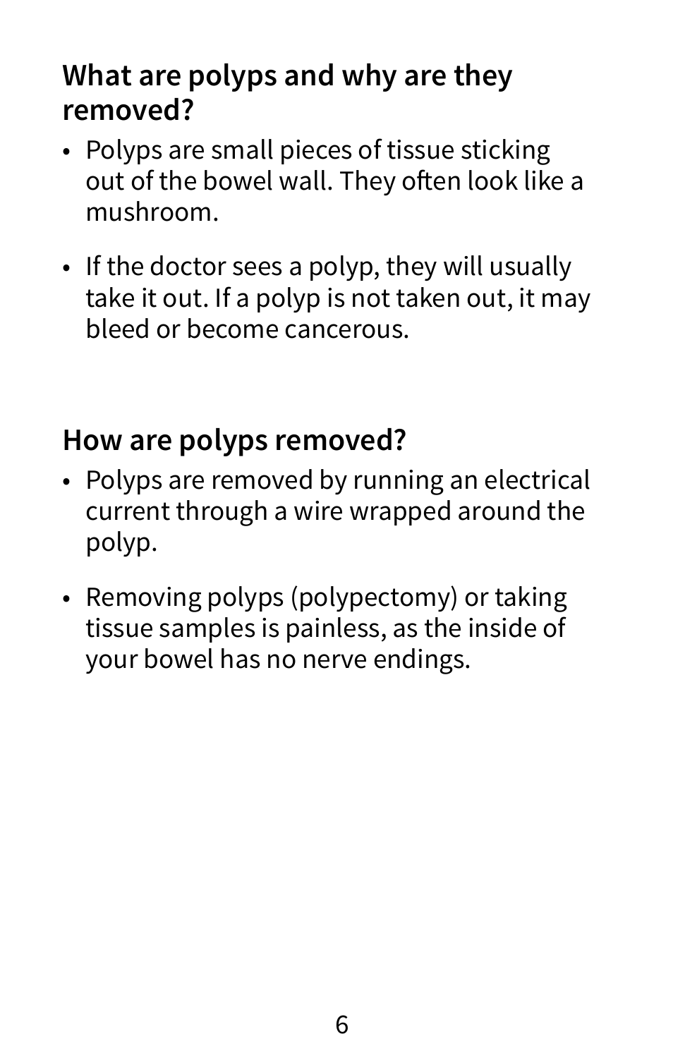## What are polyps and why are they removed?

- Polyps are small pieces of tissue sticking out of the bowel wall. They often look like a mushroom.
- If the doctor sees a polyp, they will usually take it out. If a polyp is not taken out, it may bleed or become cancerous.

## How are polyps removed?

- Polyps are removed by running an electrical current through a wire wrapped around the polyp.
- Removing polyps (polypectomy) or taking tissue samples is painless, as the inside of your bowel has no nerve endings.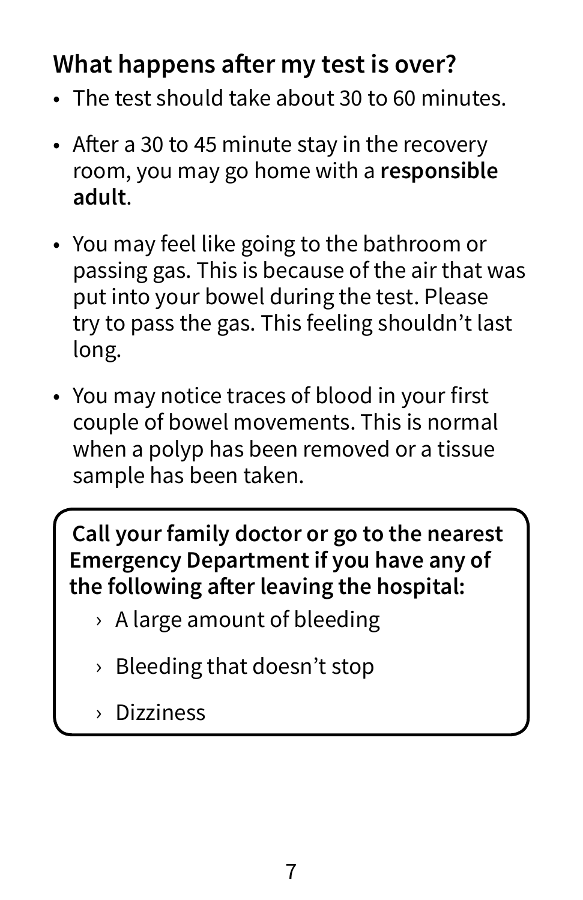## What happens after my test is over?

- The test should take about 30 to 60 minutes.
- After a 30 to 45 minute stay in the recovery room, you may go home with a **responsible adult**.
- You may feel like going to the bathroom or passing gas. This is because of the air that was put into your bowel during the test. Please try to pass the gas. This feeling shouldn't last long.
- You may notice traces of blood in your first couple of bowel movements. This is normal when a polyp has been removed or a tissue sample has been taken.

**Call your family doctor or go to the nearest Emergency Department if you have any of the following after leaving the hospital:**

- A large amount of bleeding
- Bleeding that doesn't stop
- Dizziness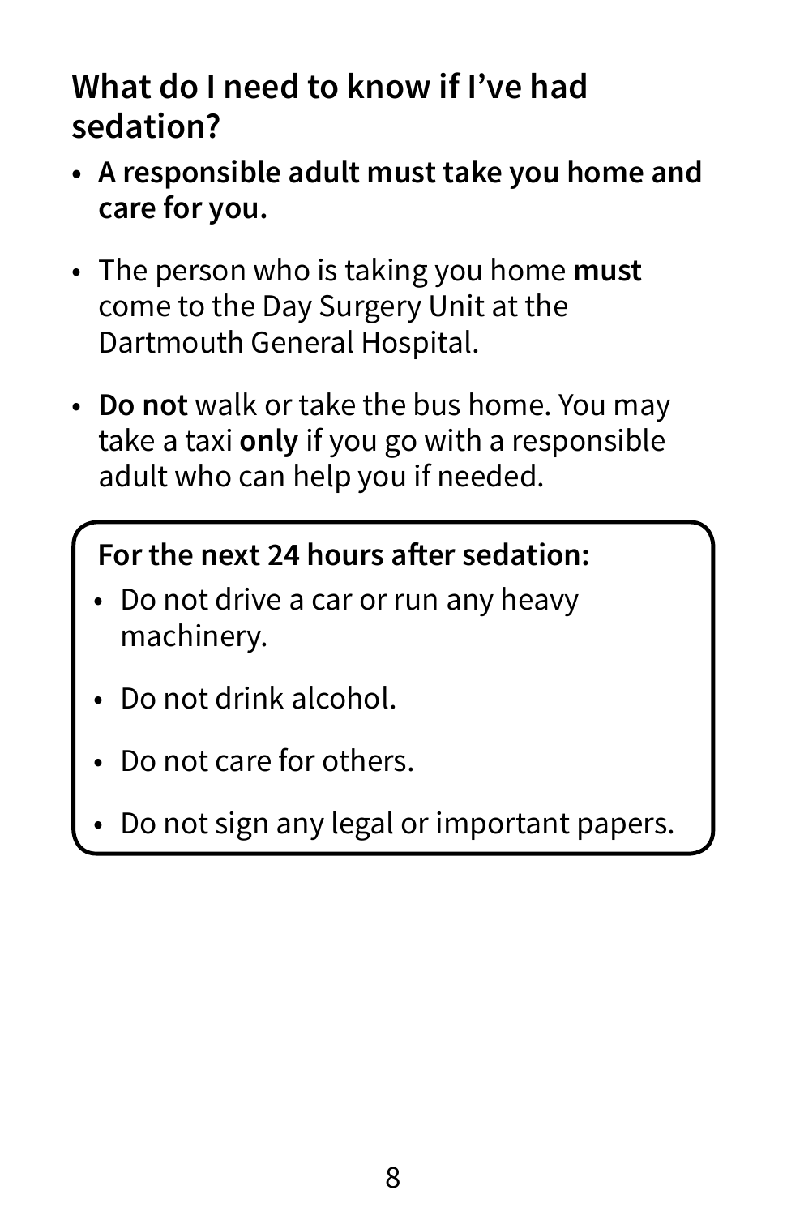## What do I need to know if I've had sedation?

- **A responsible adult must take you home and care for you.**
- The person who is taking you home **must** come to the Day Surgery Unit at the Dartmouth General Hospital.
- **Do not** walk or take the bus home. You may take a taxi **only** if you go with a responsible adult who can help you if needed.

**For the next 24 hours after sedation:**

- Do not drive a car or run any heavy machinery.
- Do not drink alcohol.
- Do not care for others.
- Do not sign any legal or important papers.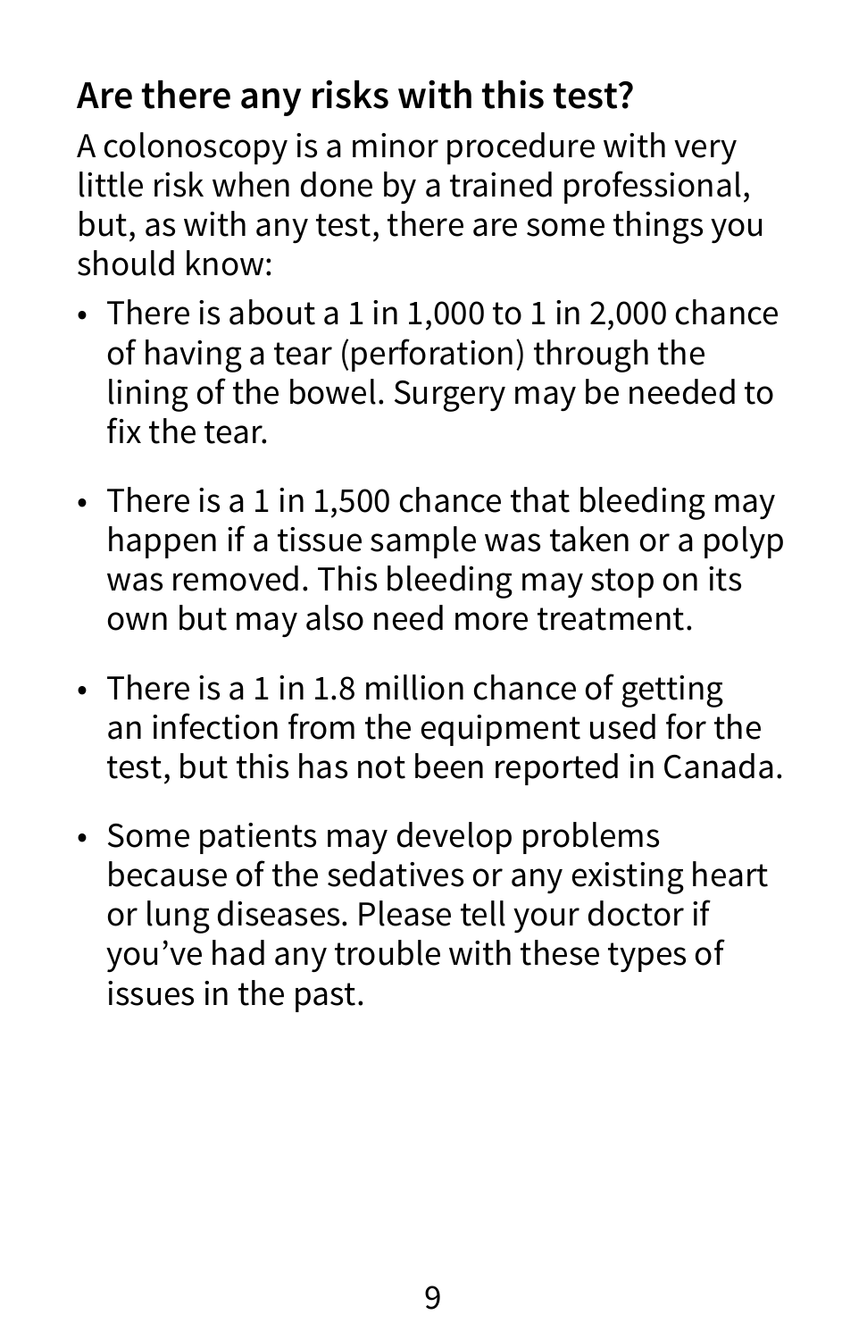## Are there any risks with this test?

A colonoscopy is a minor procedure with very little risk when done by a trained professional, but, as with any test, there are some things you should know:

- There is about a 1 in 1,000 to 1 in 2,000 chance of having a tear (perforation) through the lining of the bowel. Surgery may be needed to fix the tear.
- There is a 1 in 1,500 chance that bleeding may happen if a tissue sample was taken or a polyp was removed. This bleeding may stop on its own but may also need more treatment.
- There is a 1 in 1.8 million chance of getting an infection from the equipment used for the test, but this has not been reported in Canada.
- Some patients may develop problems because of the sedatives or any existing heart or lung diseases. Please tell your doctor if you've had any trouble with these types of issues in the past.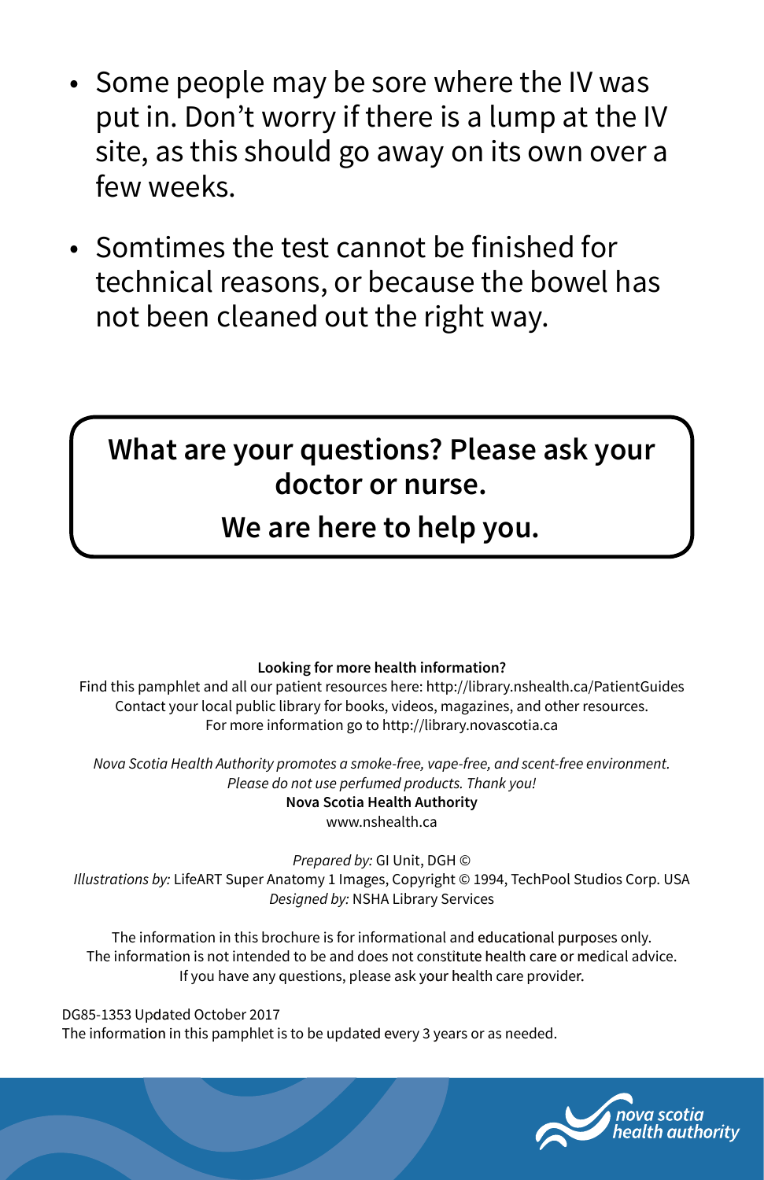- Some people may be sore where the IV was put in. Don’t worry if there is a lump at the IV site, as this should go away on its own over a few weeks.
- Somtimes the test cannot be finished for technical reasons, or because the bowel has not been cleaned out the right way.

**What are your questions? Please ask your doctor or nurse.**

**We are here to help you.**

**Looking for more health information?**
Find this pamphlet and all our patient resources here: http://library.nshealth.ca/PatientGuides
Contact your local public library for books, videos, magazines, and other resources.
For more information go to http://library.novascotia.ca

*Nova Scotia Health Authority promotes a smoke-free, vape-free, and scent-free environment.*
*Please do not use perfumed products. Thank you!*
**Nova Scotia Health Authority**
www.nshealth.ca

*Prepared by:* GI Unit, DGH ©
*Illustrations by:* LifeART Super Anatomy 1 Images, Copyright © 1994, TechPool Studios Corp. USA
*Designed by:* NSHA Library Services

The information in this brochure is for informational and educational purposes only.
The information is not intended to be and does not constitute health care or medical advice.
If you have any questions, please ask your health care provider.

DG85-1353 Updated October 2017
The information in this pamphlet is to be updated every 3 years or as needed.

nova scotia health authority